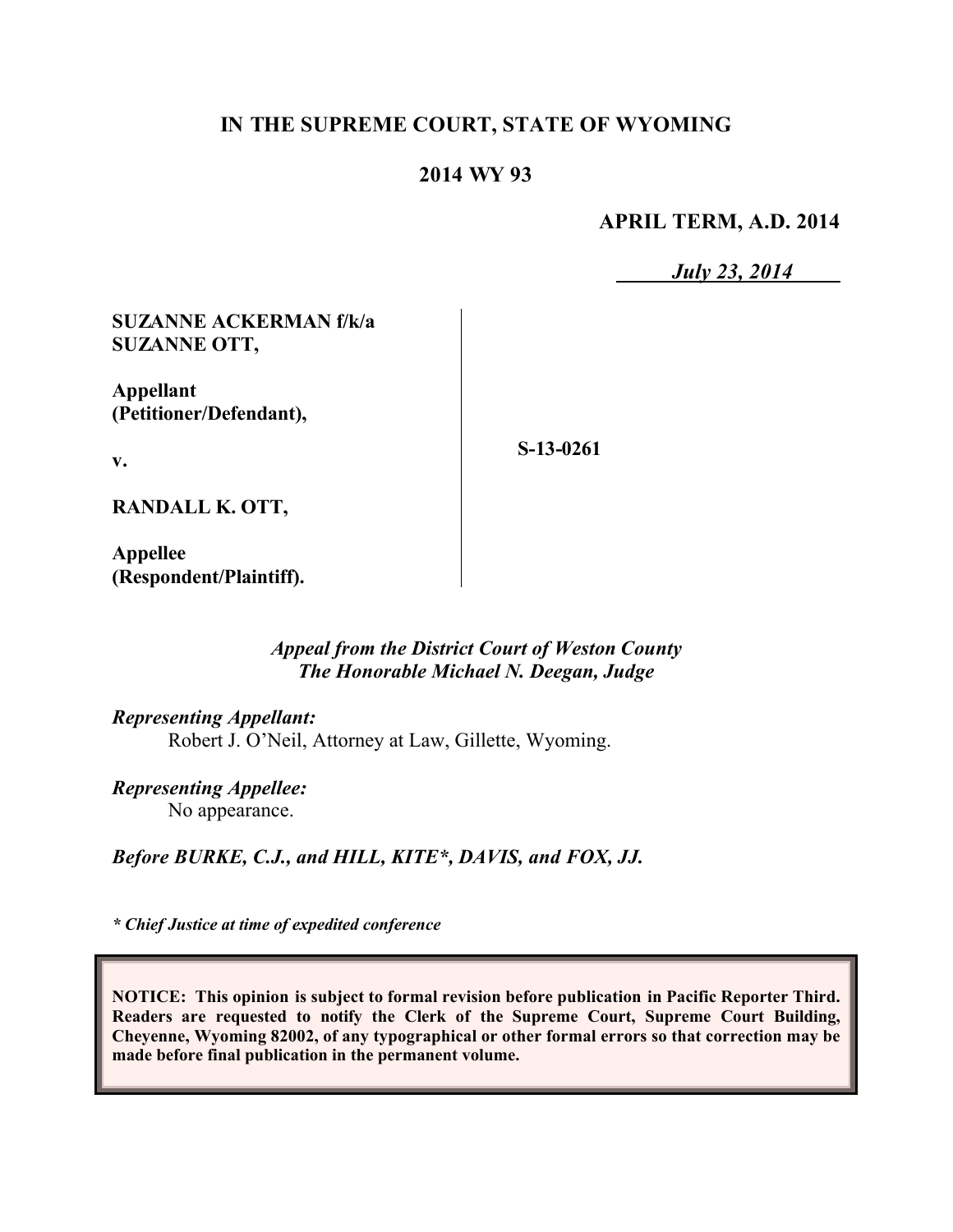**IN THE SUPREME COURT, STATE OF WYOMING**

**2014 WY 93**

**APRIL TERM, A.D. 2014**

***July 23, 2014***

**SUZANNE ACKERMAN f/k/a SUZANNE OTT,**

**Appellant (Petitioner/Defendant),**

**v.**

**RANDALL K. OTT,**

**Appellee (Respondent/Plaintiff).**

**S-13-0261**

***Appeal from the District Court of Weston County***
***The Honorable Michael N. Deegan, Judge***

***Representing Appellant:***
Robert J. O'Neil, Attorney at Law, Gillette, Wyoming.

***Representing Appellee:***
No appearance.

***Before BURKE, C.J., and HILL, KITE\*, DAVIS, and FOX, JJ.***

*\* Chief Justice at time of expedited conference*

**NOTICE: This opinion is subject to formal revision before publication in Pacific Reporter Third. Readers are requested to notify the Clerk of the Supreme Court, Supreme Court Building, Cheyenne, Wyoming 82002, of any typographical or other formal errors so that correction may be made before final publication in the permanent volume.**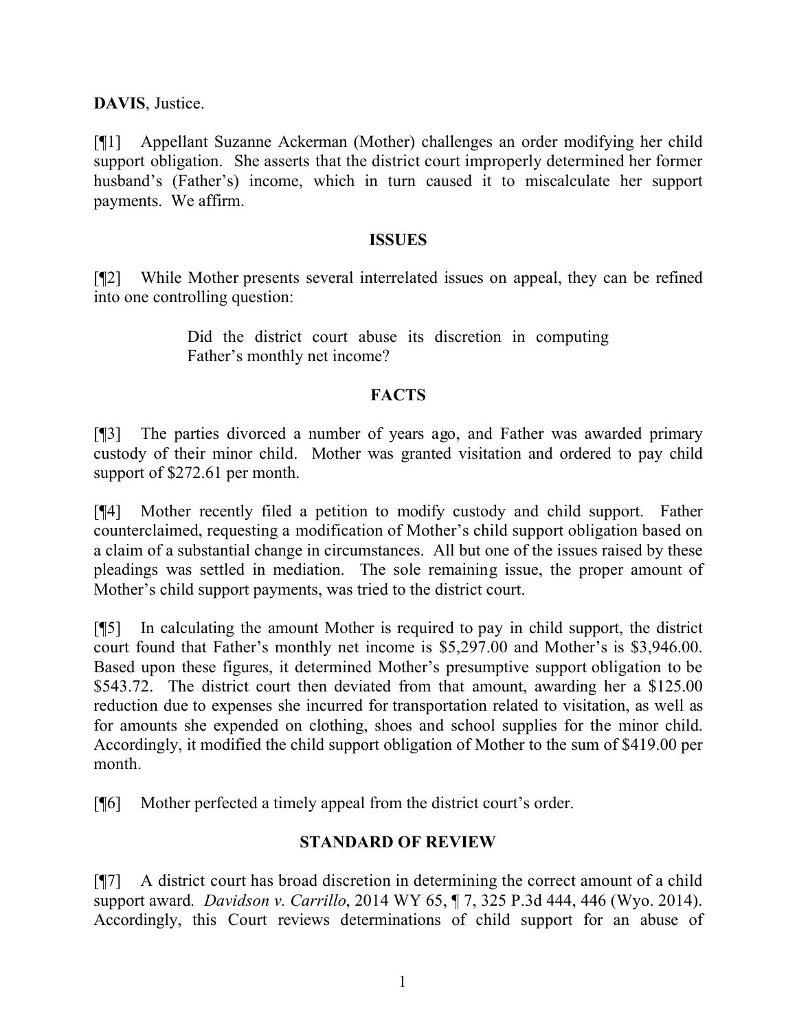**DAVIS**, Justice.

[¶1] Appellant Suzanne Ackerman (Mother) challenges an order modifying her child support obligation. She asserts that the district court improperly determined her former husband's (Father's) income, which in turn caused it to miscalculate her support payments. We affirm.

## ISSUES

[¶2] While Mother presents several interrelated issues on appeal, they can be refined into one controlling question:

> Did the district court abuse its discretion in computing Father's monthly net income?

## FACTS

[¶3] The parties divorced a number of years ago, and Father was awarded primary custody of their minor child. Mother was granted visitation and ordered to pay child support of $272.61 per month.

[¶4] Mother recently filed a petition to modify custody and child support. Father counterclaimed, requesting a modification of Mother's child support obligation based on a claim of a substantial change in circumstances. All but one of the issues raised by these pleadings was settled in mediation. The sole remaining issue, the proper amount of Mother's child support payments, was tried to the district court.

[¶5] In calculating the amount Mother is required to pay in child support, the district court found that Father's monthly net income is $5,297.00 and Mother's is $3,946.00. Based upon these figures, it determined Mother's presumptive support obligation to be $543.72. The district court then deviated from that amount, awarding her a $125.00 reduction due to expenses she incurred for transportation related to visitation, as well as for amounts she expended on clothing, shoes and school supplies for the minor child. Accordingly, it modified the child support obligation of Mother to the sum of $419.00 per month.

[¶6] Mother perfected a timely appeal from the district court's order.

## STANDARD OF REVIEW

[¶7] A district court has broad discretion in determining the correct amount of a child support award. *Davidson v. Carrillo*, 2014 WY 65, ¶ 7, 325 P.3d 444, 446 (Wyo. 2014). Accordingly, this Court reviews determinations of child support for an abuse of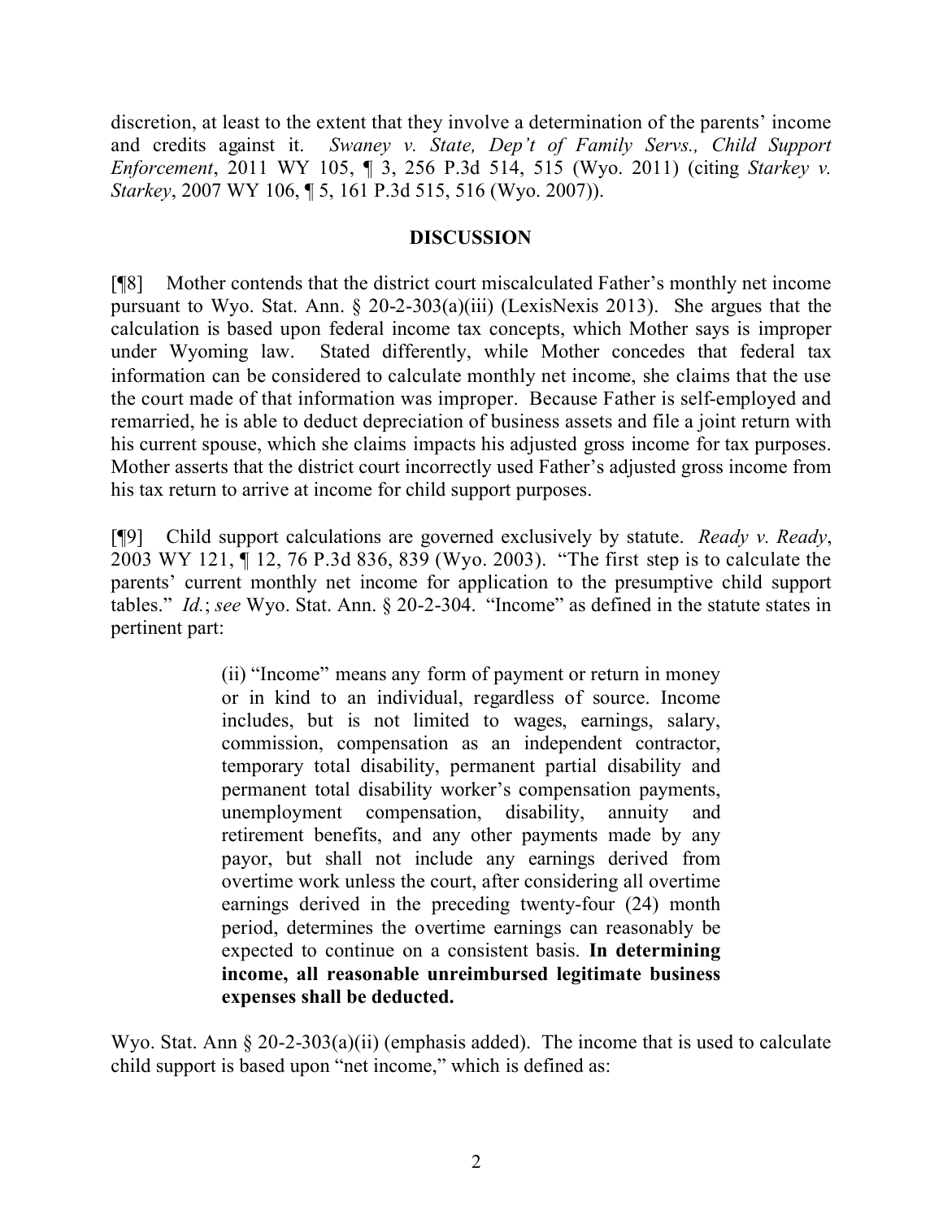discretion, at least to the extent that they involve a determination of the parents' income and credits against it. *Swaney v. State, Dep't of Family Servs., Child Support Enforcement*, 2011 WY 105, ¶ 3, 256 P.3d 514, 515 (Wyo. 2011) (citing *Starkey v. Starkey*, 2007 WY 106, ¶ 5, 161 P.3d 515, 516 (Wyo. 2007)).

## DISCUSSION

[¶8] Mother contends that the district court miscalculated Father's monthly net income pursuant to Wyo. Stat. Ann. § 20-2-303(a)(iii) (LexisNexis 2013). She argues that the calculation is based upon federal income tax concepts, which Mother says is improper under Wyoming law. Stated differently, while Mother concedes that federal tax information can be considered to calculate monthly net income, she claims that the use the court made of that information was improper. Because Father is self-employed and remarried, he is able to deduct depreciation of business assets and file a joint return with his current spouse, which she claims impacts his adjusted gross income for tax purposes. Mother asserts that the district court incorrectly used Father's adjusted gross income from his tax return to arrive at income for child support purposes.

[¶9] Child support calculations are governed exclusively by statute. *Ready v. Ready*, 2003 WY 121, ¶ 12, 76 P.3d 836, 839 (Wyo. 2003). "The first step is to calculate the parents' current monthly net income for application to the presumptive child support tables." *Id.*; *see* Wyo. Stat. Ann. § 20-2-304. "Income" as defined in the statute states in pertinent part:

> (ii) "Income" means any form of payment or return in money or in kind to an individual, regardless of source. Income includes, but is not limited to wages, earnings, salary, commission, compensation as an independent contractor, temporary total disability, permanent partial disability and permanent total disability worker's compensation payments, unemployment compensation, disability, annuity and retirement benefits, and any other payments made by any payor, but shall not include any earnings derived from overtime work unless the court, after considering all overtime earnings derived in the preceding twenty-four (24) month period, determines the overtime earnings can reasonably be expected to continue on a consistent basis. **In determining income, all reasonable unreimbursed legitimate business expenses shall be deducted.**

Wyo. Stat. Ann § 20-2-303(a)(ii) (emphasis added). The income that is used to calculate child support is based upon "net income," which is defined as: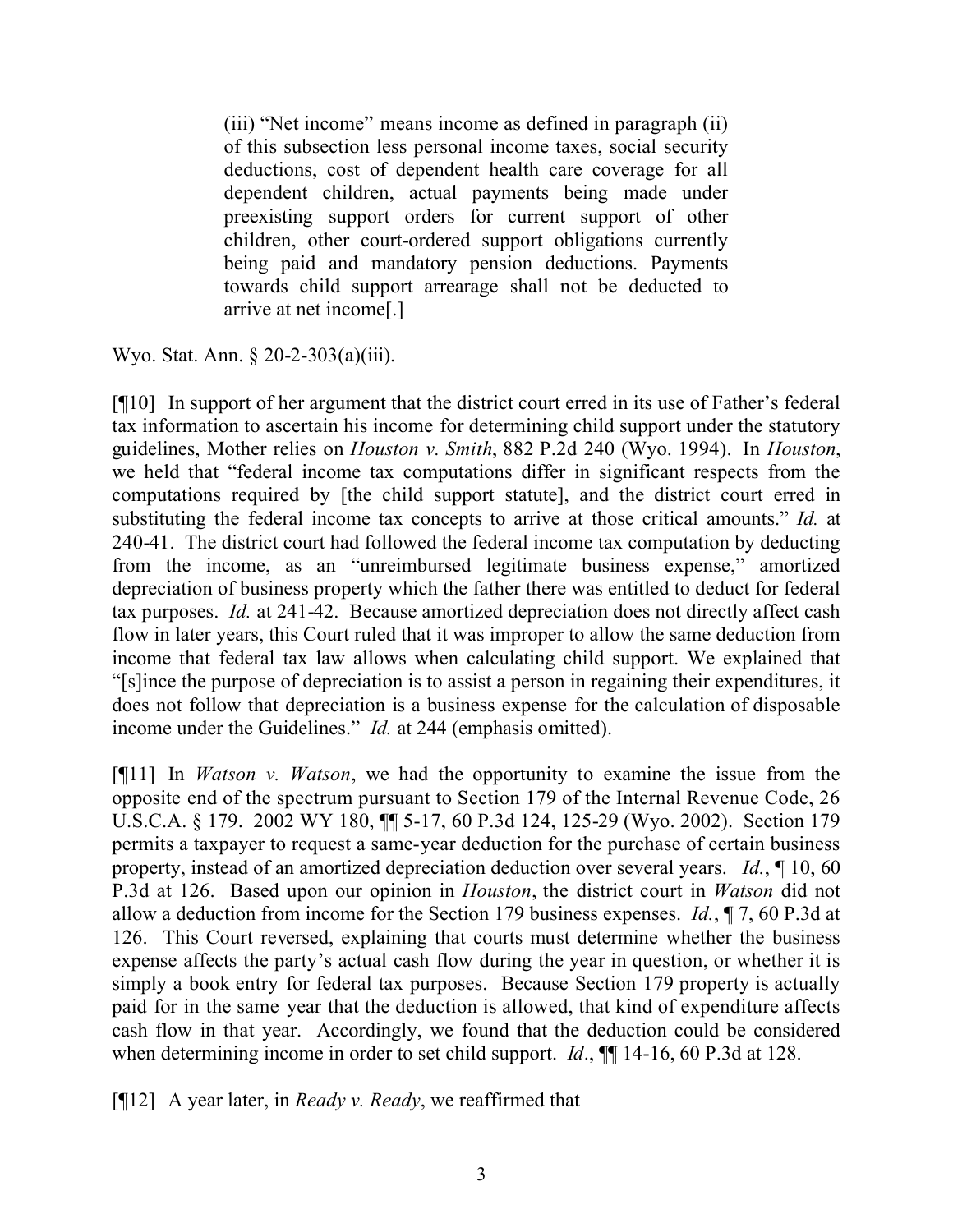> (iii) "Net income" means income as defined in paragraph (ii) of this subsection less personal income taxes, social security deductions, cost of dependent health care coverage for all dependent children, actual payments being made under preexisting support orders for current support of other children, other court-ordered support obligations currently being paid and mandatory pension deductions. Payments towards child support arrearage shall not be deducted to arrive at net income[.]

Wyo. Stat. Ann. § 20-2-303(a)(iii).

[¶10] In support of her argument that the district court erred in its use of Father's federal tax information to ascertain his income for determining child support under the statutory guidelines, Mother relies on *Houston v. Smith*, 882 P.2d 240 (Wyo. 1994). In *Houston*, we held that "federal income tax computations differ in significant respects from the computations required by [the child support statute], and the district court erred in substituting the federal income tax concepts to arrive at those critical amounts." *Id.* at 240-41. The district court had followed the federal income tax computation by deducting from the income, as an "unreimbursed legitimate business expense," amortized depreciation of business property which the father there was entitled to deduct for federal tax purposes. *Id.* at 241-42. Because amortized depreciation does not directly affect cash flow in later years, this Court ruled that it was improper to allow the same deduction from income that federal tax law allows when calculating child support. We explained that "[s]ince the purpose of depreciation is to assist a person in regaining their expenditures, it does not follow that depreciation is a business expense for the calculation of disposable income under the Guidelines." *Id.* at 244 (emphasis omitted).

[¶11] In *Watson v. Watson*, we had the opportunity to examine the issue from the opposite end of the spectrum pursuant to Section 179 of the Internal Revenue Code, 26 U.S.C.A. § 179. 2002 WY 180, ¶¶ 5-17, 60 P.3d 124, 125-29 (Wyo. 2002). Section 179 permits a taxpayer to request a same-year deduction for the purchase of certain business property, instead of an amortized depreciation deduction over several years. *Id.*, ¶ 10, 60 P.3d at 126. Based upon our opinion in *Houston*, the district court in *Watson* did not allow a deduction from income for the Section 179 business expenses. *Id.*, ¶ 7, 60 P.3d at 126. This Court reversed, explaining that courts must determine whether the business expense affects the party's actual cash flow during the year in question, or whether it is simply a book entry for federal tax purposes. Because Section 179 property is actually paid for in the same year that the deduction is allowed, that kind of expenditure affects cash flow in that year. Accordingly, we found that the deduction could be considered when determining income in order to set child support. *Id*., ¶¶ 14-16, 60 P.3d at 128.

[¶12] A year later, in *Ready v. Ready*, we reaffirmed that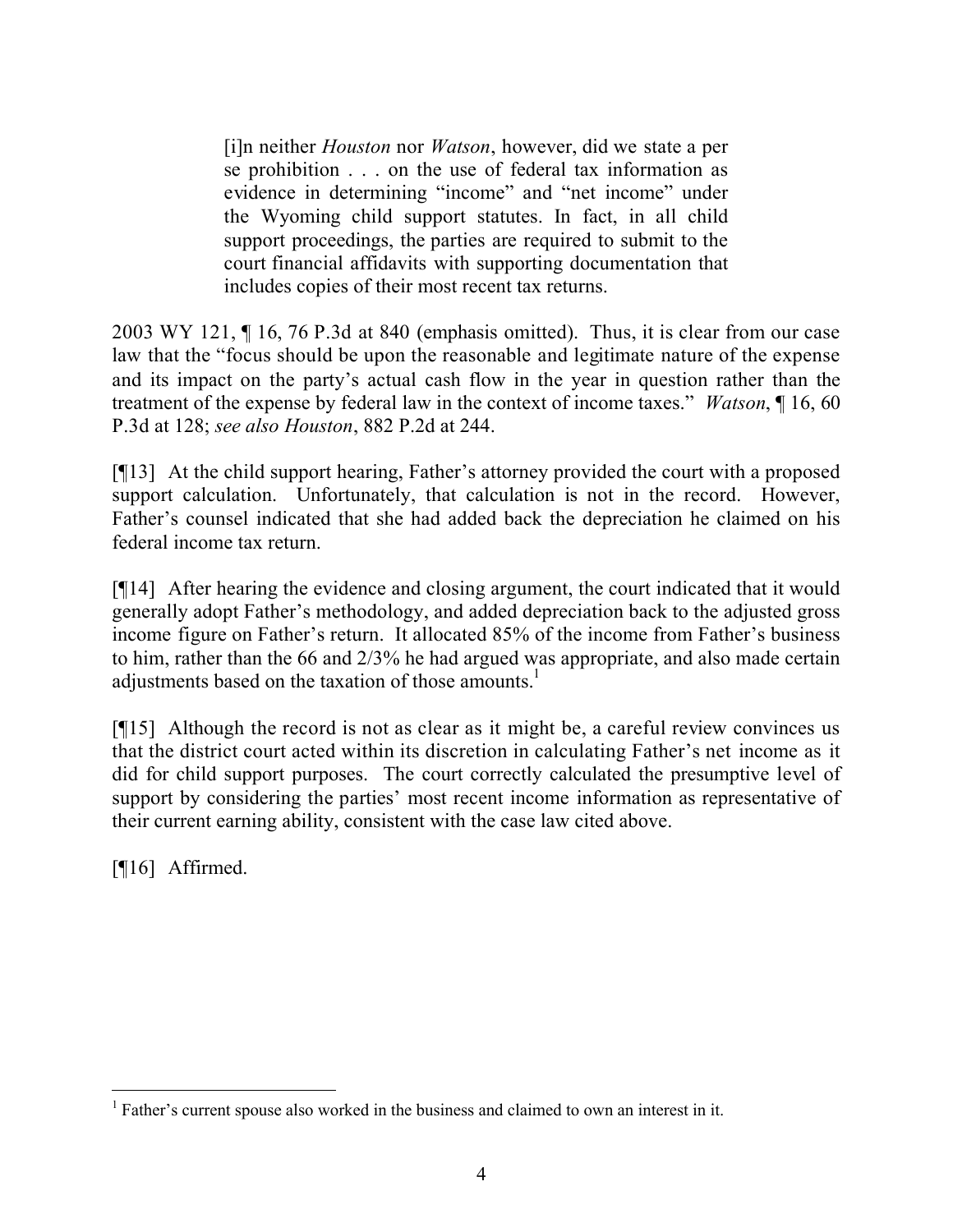> [i]n neither *Houston* nor *Watson*, however, did we state a per se prohibition . . . on the use of federal tax information as evidence in determining "income" and "net income" under the Wyoming child support statutes. In fact, in all child support proceedings, the parties are required to submit to the court financial affidavits with supporting documentation that includes copies of their most recent tax returns.

2003 WY 121, ¶ 16, 76 P.3d at 840 (emphasis omitted). Thus, it is clear from our case law that the "focus should be upon the reasonable and legitimate nature of the expense and its impact on the party's actual cash flow in the year in question rather than the treatment of the expense by federal law in the context of income taxes." *Watson*, ¶ 16, 60 P.3d at 128; *see also Houston*, 882 P.2d at 244.

[¶13] At the child support hearing, Father's attorney provided the court with a proposed support calculation. Unfortunately, that calculation is not in the record. However, Father's counsel indicated that she had added back the depreciation he claimed on his federal income tax return.

[¶14] After hearing the evidence and closing argument, the court indicated that it would generally adopt Father's methodology, and added depreciation back to the adjusted gross income figure on Father's return. It allocated 85% of the income from Father's business to him, rather than the 66 and 2/3% he had argued was appropriate, and also made certain adjustments based on the taxation of those amounts.[1]

[¶15] Although the record is not as clear as it might be, a careful review convinces us that the district court acted within its discretion in calculating Father's net income as it did for child support purposes. The court correctly calculated the presumptive level of support by considering the parties' most recent income information as representative of their current earning ability, consistent with the case law cited above.

[¶16] Affirmed.

---

[1] Father's current spouse also worked in the business and claimed to own an interest in it.